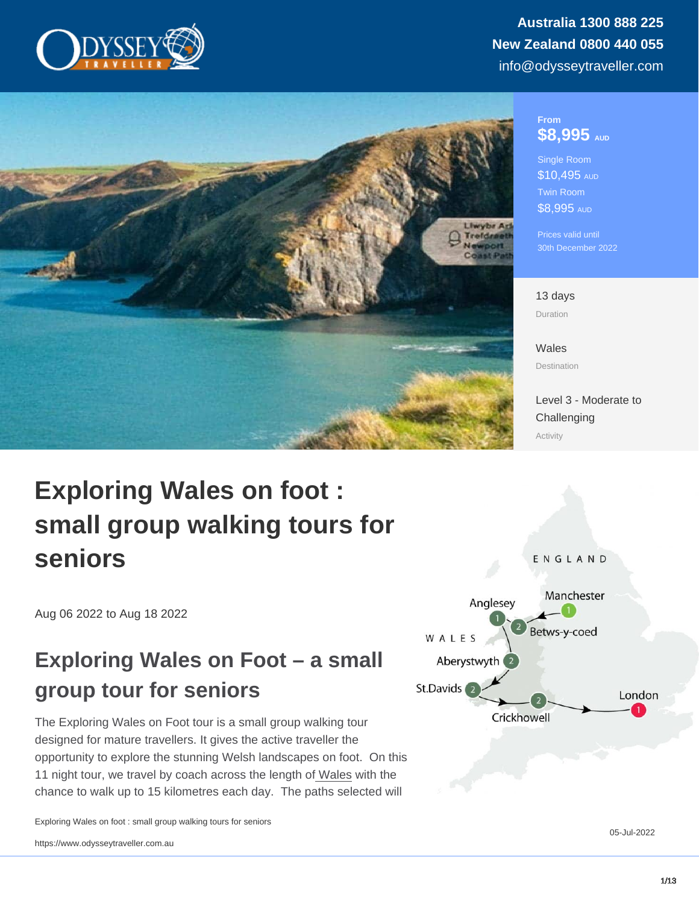Australia 1300 888 225
New Zealand 0800 440 055
info@odysseytraveller.com

From
**$8,995** AUD

Single Room
$10,495 AUD

Twin Room
$8,995 AUD

Prices valid until
30th December 2022

13 days
Duration

Wales
Destination

Level 3 - Moderate to Challenging
Activity

# Exploring Wales on foot : small group walking tours for seniors

Aug 06 2022 to Aug 18 2022

## Exploring Wales on Foot – a small group tour for seniors

The Exploring Wales on Foot tour is a small group walking tour designed for mature travellers. It gives the active traveller the opportunity to explore the stunning Welsh landscapes on foot. On this 11 night tour, we travel by coach across the length of Wales with the chance to walk up to 15 kilometres each day. The paths selected will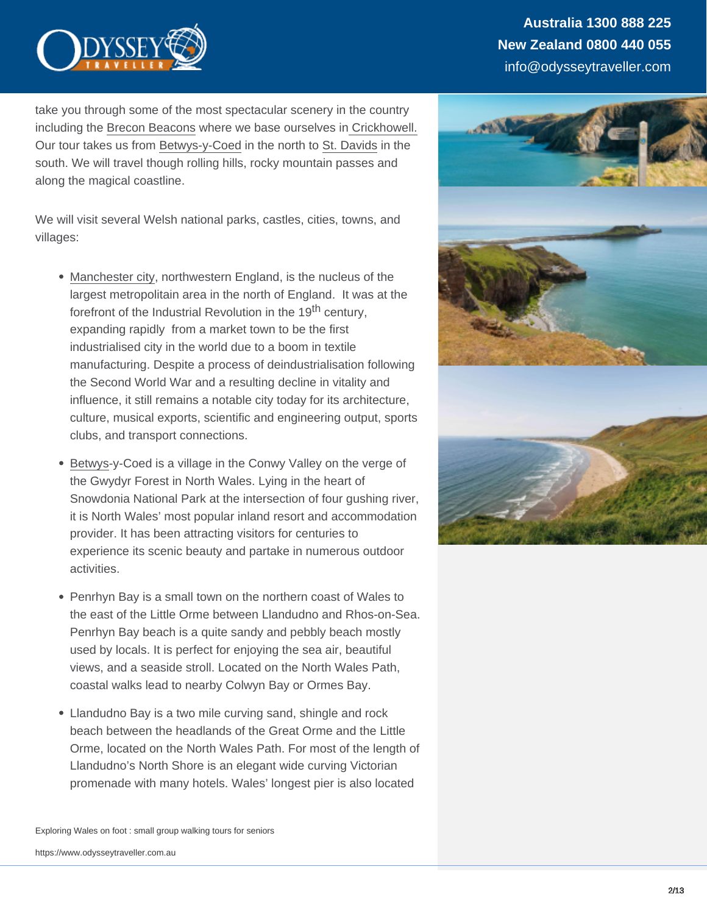take you through some of the most spectacular scenery in the country including the Brecon Beacons where we base ourselves in Crickhowell. Our tour takes us from Betwys-y-Coed in the north to St. Davids in the south. We will travel though rolling hills, rocky mountain passes and along the magical coastline.

We will visit several Welsh national parks, castles, cities, towns, and villages:

- Manchester city, northwestern England, is the nucleus of the largest metropolitan area in the north of England. It was at the forefront of the Industrial Revolution in the 19th century, expanding rapidly from a market town to be the first industrialised city in the world due to a boom in textile manufacturing. Despite a process of deindustrialisation following the Second World War and a resulting decline in vitality and influence, it still remains a notable city today for its architecture, culture, musical exports, scientific and engineering output, sports clubs, and transport connections.
- Betwys-y-Coed is a village in the Conwy Valley on the verge of the Gwydyr Forest in North Wales. Lying in the heart of Snowdonia National Park at the intersection of four gushing river, it is North Wales' most popular inland resort and accommodation provider. It has been attracting visitors for centuries to experience its scenic beauty and partake in numerous outdoor activities.
- Penrhyn Bay is a small town on the northern coast of Wales to the east of the Little Orme between Llandudno and Rhos-on-Sea. Penrhyn Bay beach is a quite sandy and pebbly beach mostly used by locals. It is perfect for enjoying the sea air, beautiful views, and a seaside stroll. Located on the North Wales Path, coastal walks lead to nearby Colwyn Bay or Ormes Bay.
- Llandudno Bay is a two mile curving sand, shingle and rock beach between the headlands of the Great Orme and the Little Orme, located on the North Wales Path. For most of the length of Llandudno's North Shore is an elegant wide curving Victorian promenade with many hotels. Wales' longest pier is also located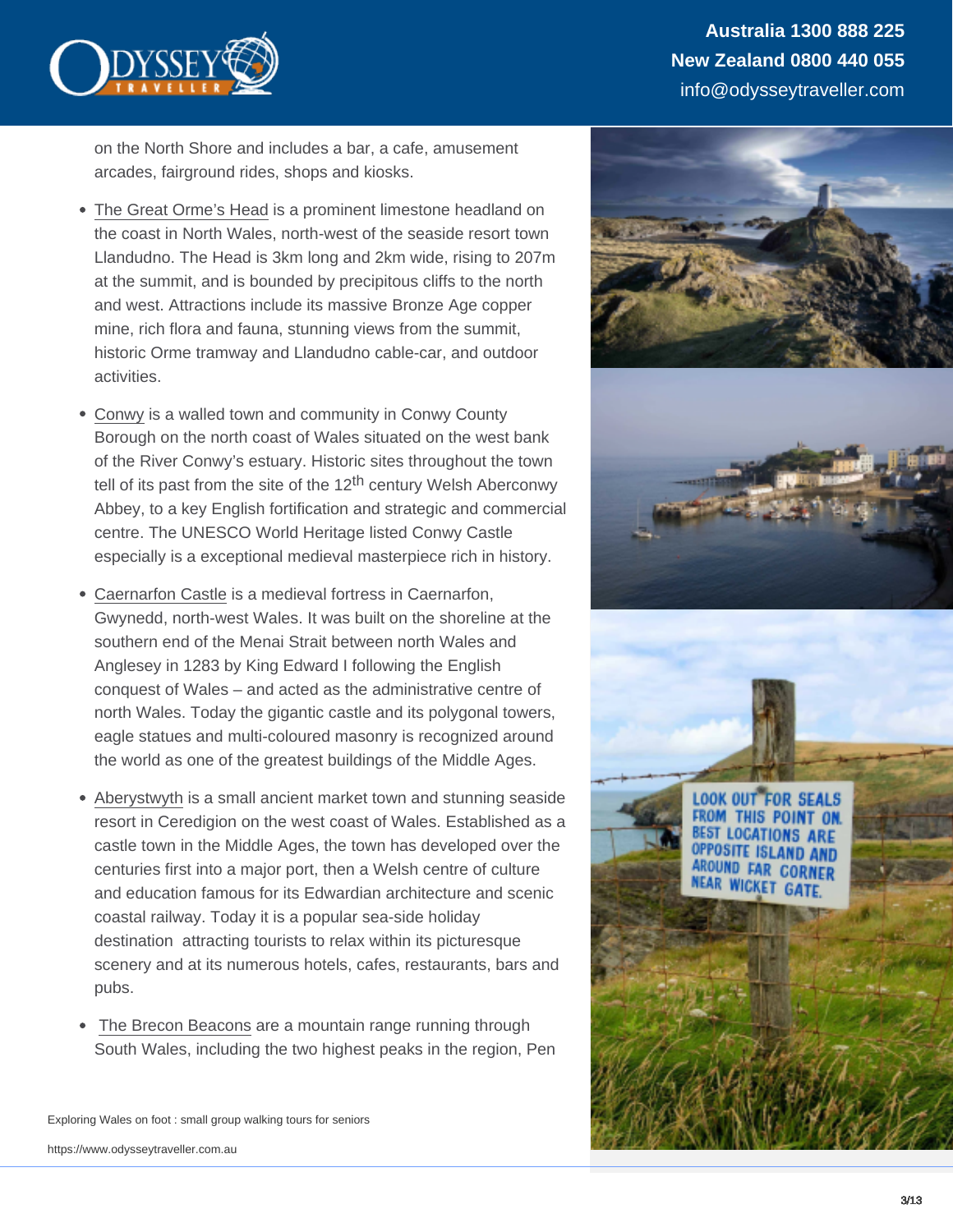on the North Shore and includes a bar, a cafe, amusement arcades, fairground rides, shops and kiosks.

- The Great Orme's Head is a prominent limestone headland on the coast in North Wales, north-west of the seaside resort town Llandudno. The Head is 3km long and 2km wide, rising to 207m at the summit, and is bounded by precipitous cliffs to the north and west. Attractions include its massive Bronze Age copper mine, rich flora and fauna, stunning views from the summit, historic Orme tramway and Llandudno cable-car, and outdoor activities.
- Conwy is a walled town and community in Conwy County Borough on the north coast of Wales situated on the west bank of the River Conwy's estuary. Historic sites throughout the town tell of its past from the site of the 12th century Welsh Aberconwy Abbey, to a key English fortification and strategic and commercial centre. The UNESCO World Heritage listed Conwy Castle especially is a exceptional medieval masterpiece rich in history.
- Caernarfon Castle is a medieval fortress in Caernarfon, Gwynedd, north-west Wales. It was built on the shoreline at the southern end of the Menai Strait between north Wales and Anglesey in 1283 by King Edward I following the English conquest of Wales – and acted as the administrative centre of north Wales. Today the gigantic castle and its polygonal towers, eagle statues and multi-coloured masonry is recognized around the world as one of the greatest buildings of the Middle Ages.
- Aberystwyth is a small ancient market town and stunning seaside resort in Ceredigion on the west coast of Wales. Established as a castle town in the Middle Ages, the town has developed over the centuries first into a major port, then a Welsh centre of culture and education famous for its Edwardian architecture and scenic coastal railway. Today it is a popular sea-side holiday destination attracting tourists to relax within its picturesque scenery and at its numerous hotels, cafes, restaurants, bars and pubs.
- The Brecon Beacons are a mountain range running through South Wales, including the two highest peaks in the region, Pen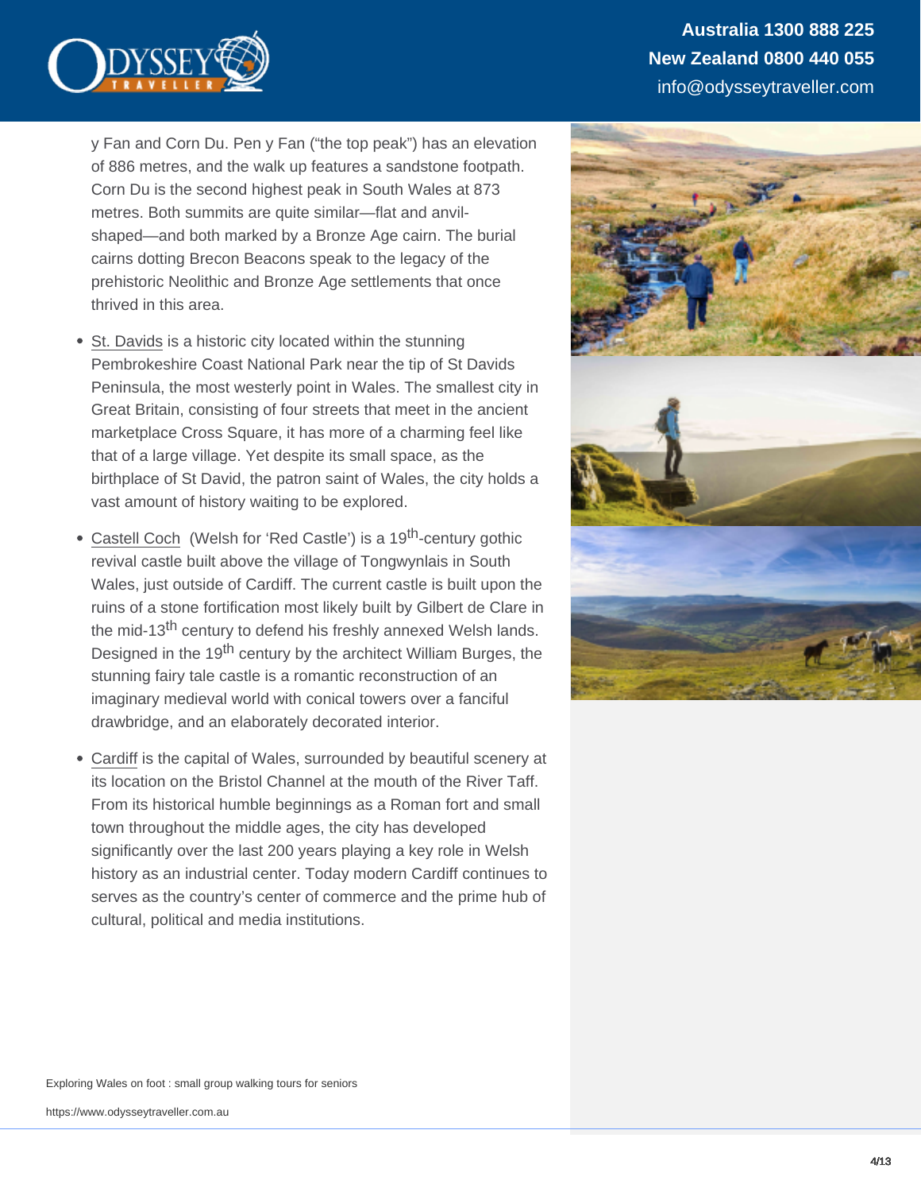y Fan and Corn Du. Pen y Fan ("the top peak") has an elevation of 886 metres, and the walk up features a sandstone footpath. Corn Du is the second highest peak in South Wales at 873 metres. Both summits are quite similar—flat and anvil-shaped—and both marked by a Bronze Age cairn. The burial cairns dotting Brecon Beacons speak to the legacy of the prehistoric Neolithic and Bronze Age settlements that once thrived in this area.

- St. Davids is a historic city located within the stunning Pembrokeshire Coast National Park near the tip of St Davids Peninsula, the most westerly point in Wales. The smallest city in Great Britain, consisting of four streets that meet in the ancient marketplace Cross Square, it has more of a charming feel like that of a large village. Yet despite its small space, as the birthplace of St David, the patron saint of Wales, the city holds a vast amount of history waiting to be explored.
- Castell Coch (Welsh for 'Red Castle') is a 19th-century gothic revival castle built above the village of Tongwynlais in South Wales, just outside of Cardiff. The current castle is built upon the ruins of a stone fortification most likely built by Gilbert de Clare in the mid-13th century to defend his freshly annexed Welsh lands. Designed in the 19th century by the architect William Burges, the stunning fairy tale castle is a romantic reconstruction of an imaginary medieval world with conical towers over a fanciful drawbridge, and an elaborately decorated interior.
- Cardiff is the capital of Wales, surrounded by beautiful scenery at its location on the Bristol Channel at the mouth of the River Taff. From its historical humble beginnings as a Roman fort and small town throughout the middle ages, the city has developed significantly over the last 200 years playing a key role in Welsh history as an industrial center. Today modern Cardiff continues to serves as the country's center of commerce and the prime hub of cultural, political and media institutions.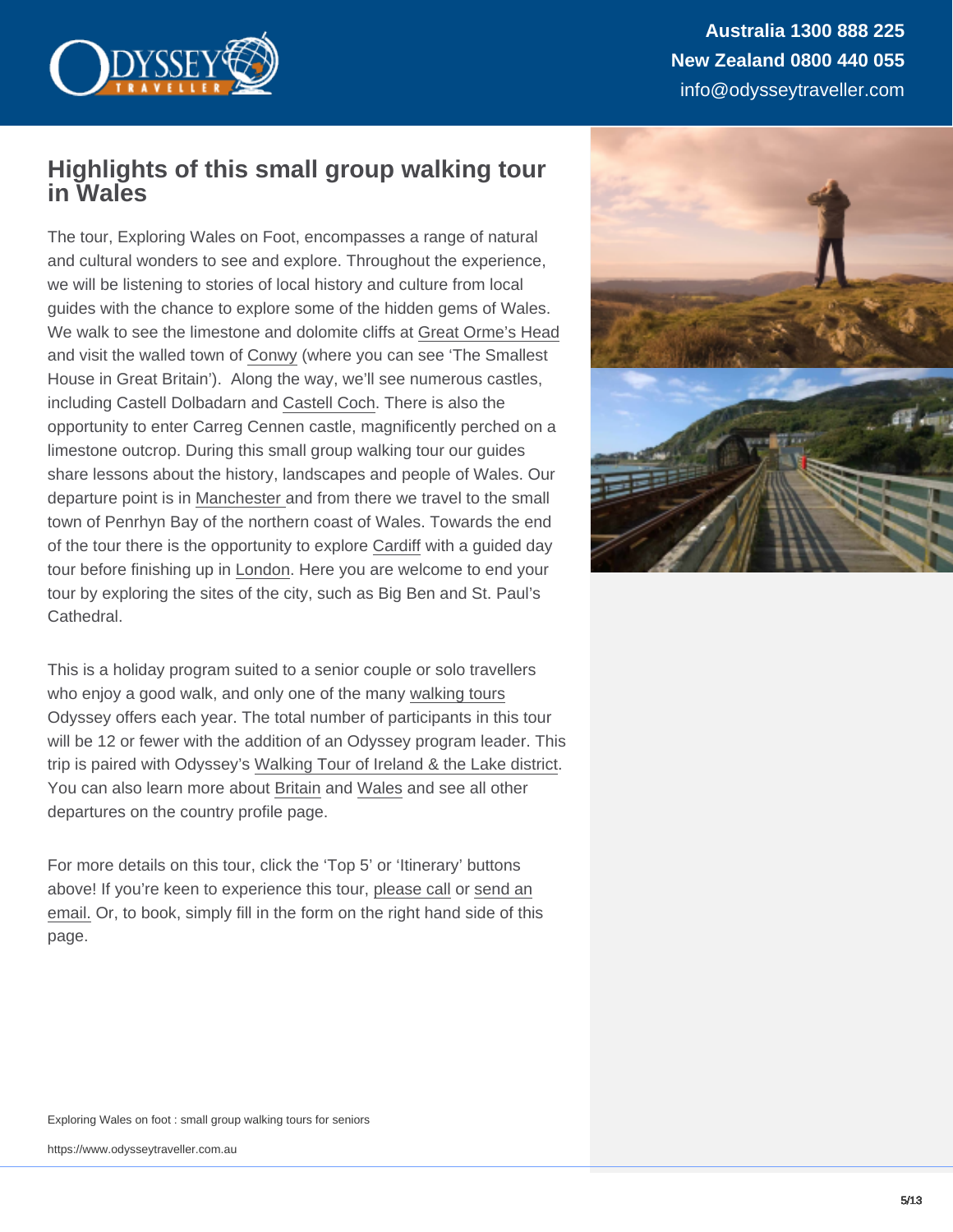## Highlights of this small group walking tour in Wales

The tour, Exploring Wales on Foot, encompasses a range of natural and cultural wonders to see and explore. Throughout the experience, we will be listening to stories of local history and culture from local guides with the chance to explore some of the hidden gems of Wales. We walk to see the limestone and dolomite cliffs at Great Orme's Head and visit the walled town of Conwy (where you can see 'The Smallest House in Great Britain'). Along the way, we'll see numerous castles, including Castell Dolbadarn and Castell Coch. There is also the opportunity to enter Carreg Cennen castle, magnificently perched on a limestone outcrop. During this small group walking tour our guides share lessons about the history, landscapes and people of Wales. Our departure point is in Manchester and from there we travel to the small town of Penrhyn Bay of the northern coast of Wales. Towards the end of the tour there is the opportunity to explore Cardiff with a guided day tour before finishing up in London. Here you are welcome to end your tour by exploring the sites of the city, such as Big Ben and St. Paul's Cathedral.

This is a holiday program suited to a senior couple or solo travellers who enjoy a good walk, and only one of the many walking tours Odyssey offers each year. The total number of participants in this tour will be 12 or fewer with the addition of an Odyssey program leader. This trip is paired with Odyssey's Walking Tour of Ireland & the Lake district. You can also learn more about Britain and Wales and see all other departures on the country profile page.

For more details on this tour, click the 'Top 5' or 'Itinerary' buttons above! If you're keen to experience this tour, please call or send an email. Or, to book, simply fill in the form on the right hand side of this page.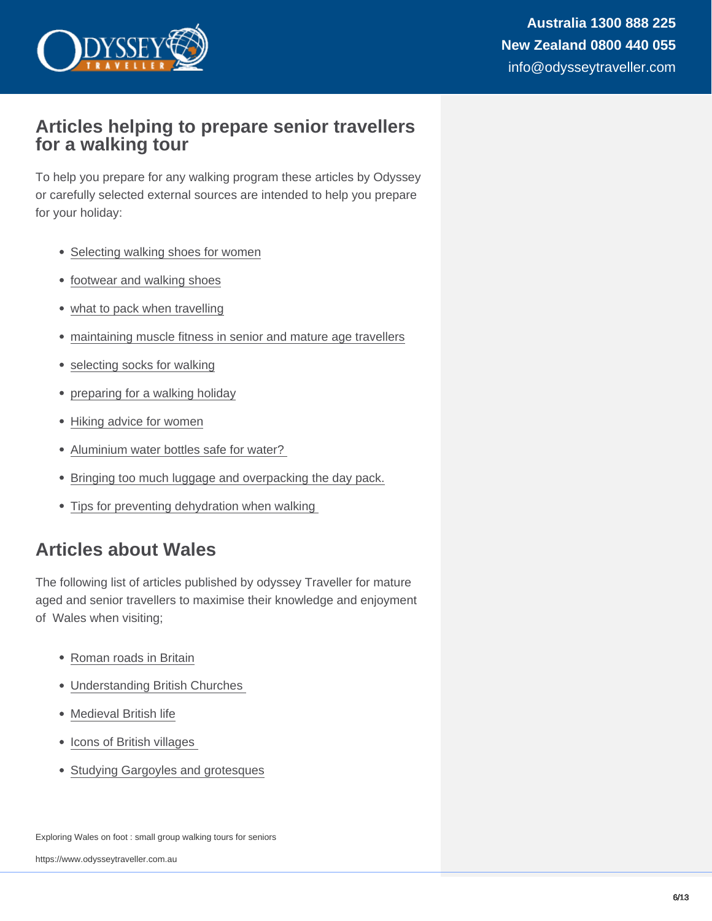## Articles helping to prepare senior travellers for a walking tour

To help you prepare for any walking program these articles by Odyssey or carefully selected external sources are intended to help you prepare for your holiday:

- Selecting walking shoes for women
- footwear and walking shoes
- what to pack when travelling
- maintaining muscle fitness in senior and mature age travellers
- selecting socks for walking
- preparing for a walking holiday
- Hiking advice for women
- Aluminium water bottles safe for water?
- Bringing too much luggage and overpacking the day pack.
- Tips for preventing dehydration when walking

## Articles about Wales

The following list of articles published by odyssey Traveller for mature aged and senior travellers to maximise their knowledge and enjoyment of Wales when visiting;

- Roman roads in Britain
- Understanding British Churches
- Medieval British life
- Icons of British villages
- Studying Gargoyles and grotesques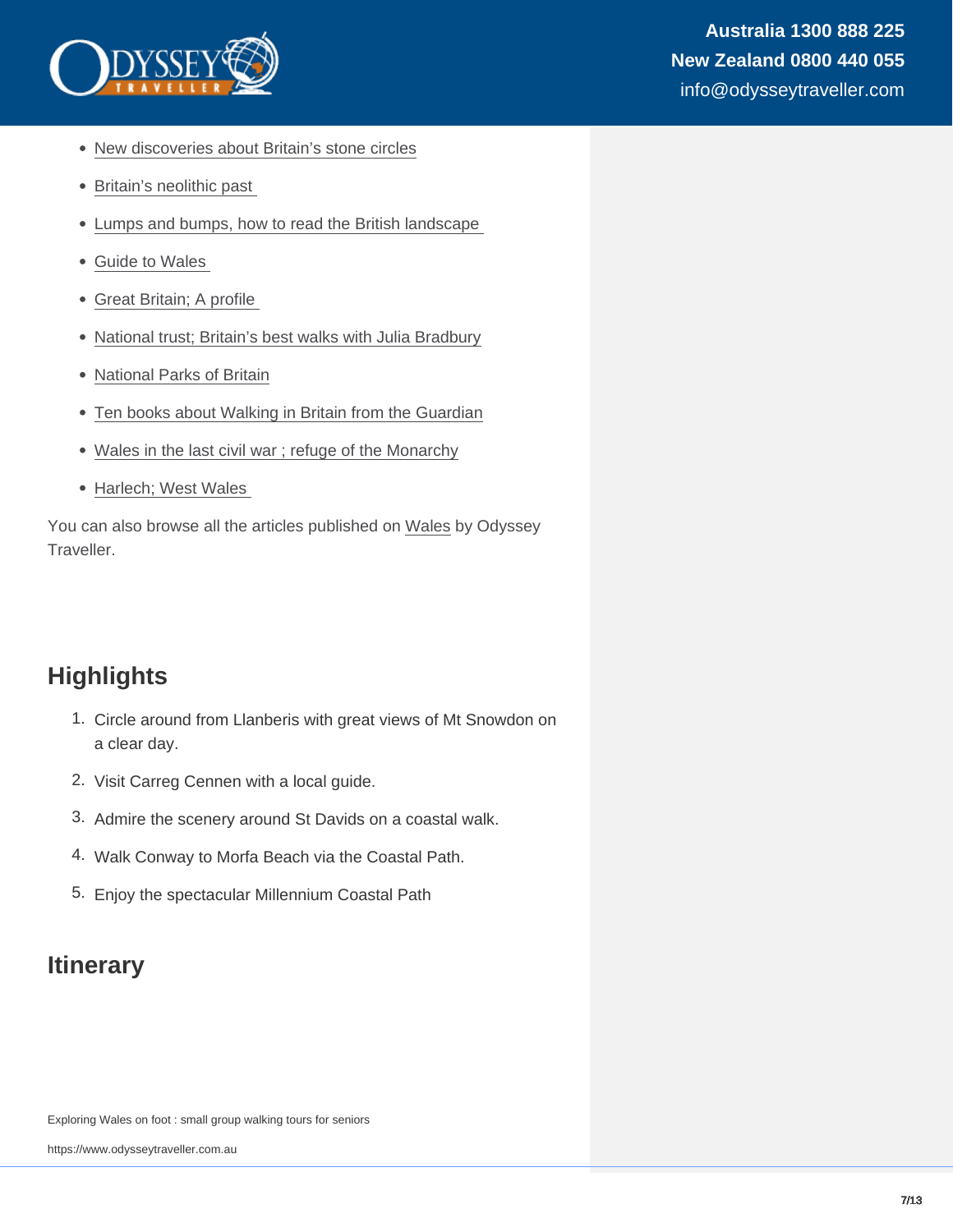- New discoveries about Britain's stone circles
- Britain's neolithic past
- Lumps and bumps, how to read the British landscape
- Guide to Wales
- Great Britain; A profile
- National trust; Britain's best walks with Julia Bradbury
- National Parks of Britain
- Ten books about Walking in Britain from the Guardian
- Wales in the last civil war ; refuge of the Monarchy
- Harlech; West Wales

You can also browse all the articles published on Wales by Odyssey Traveller.

## Highlights

1. Circle around from Llanberis with great views of Mt Snowdon on a clear day.
2. Visit Carreg Cennen with a local guide.
3. Admire the scenery around St Davids on a coastal walk.
4. Walk Conway to Morfa Beach via the Coastal Path.
5. Enjoy the spectacular Millennium Coastal Path

## Itinerary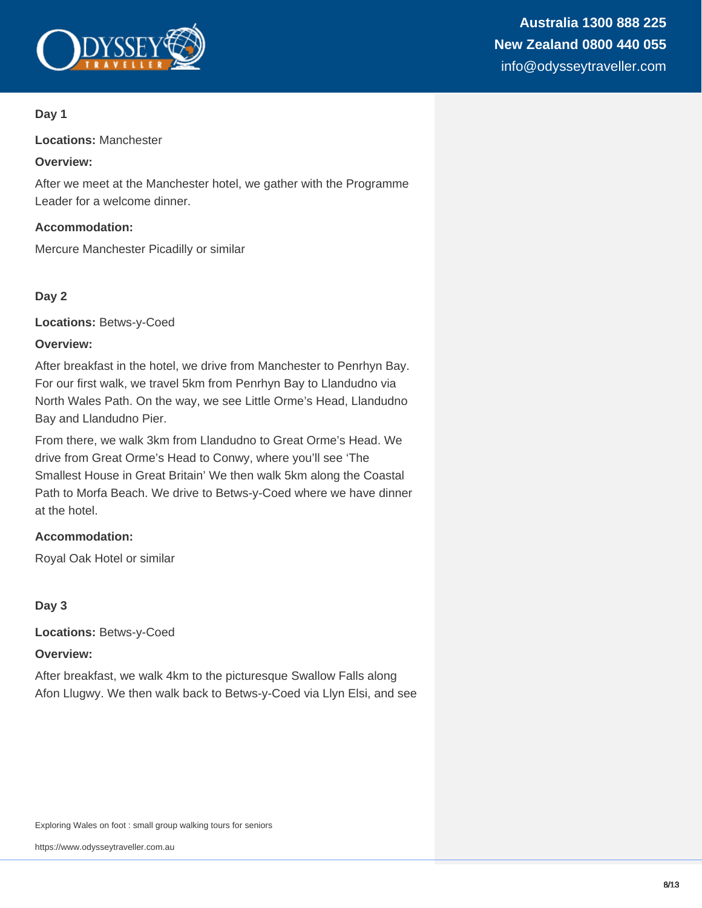### Day 1

**Locations:** Manchester

**Overview:**

After we meet at the Manchester hotel, we gather with the Programme Leader for a welcome dinner.

**Accommodation:**

Mercure Manchester Picadilly or similar

### Day 2

**Locations:** Betws-y-Coed

**Overview:**

After breakfast in the hotel, we drive from Manchester to Penrhyn Bay. For our first walk, we travel 5km from Penrhyn Bay to Llandudno via North Wales Path. On the way, we see Little Orme's Head, Llandudno Bay and Llandudno Pier.

From there, we walk 3km from Llandudno to Great Orme's Head. We drive from Great Orme's Head to Conwy, where you'll see 'The Smallest House in Great Britain' We then walk 5km along the Coastal Path to Morfa Beach. We drive to Betws-y-Coed where we have dinner at the hotel.

**Accommodation:**

Royal Oak Hotel or similar

### Day 3

**Locations:** Betws-y-Coed

**Overview:**

After breakfast, we walk 4km to the picturesque Swallow Falls along Afon Llugwy. We then walk back to Betws-y-Coed via Llyn Elsi, and see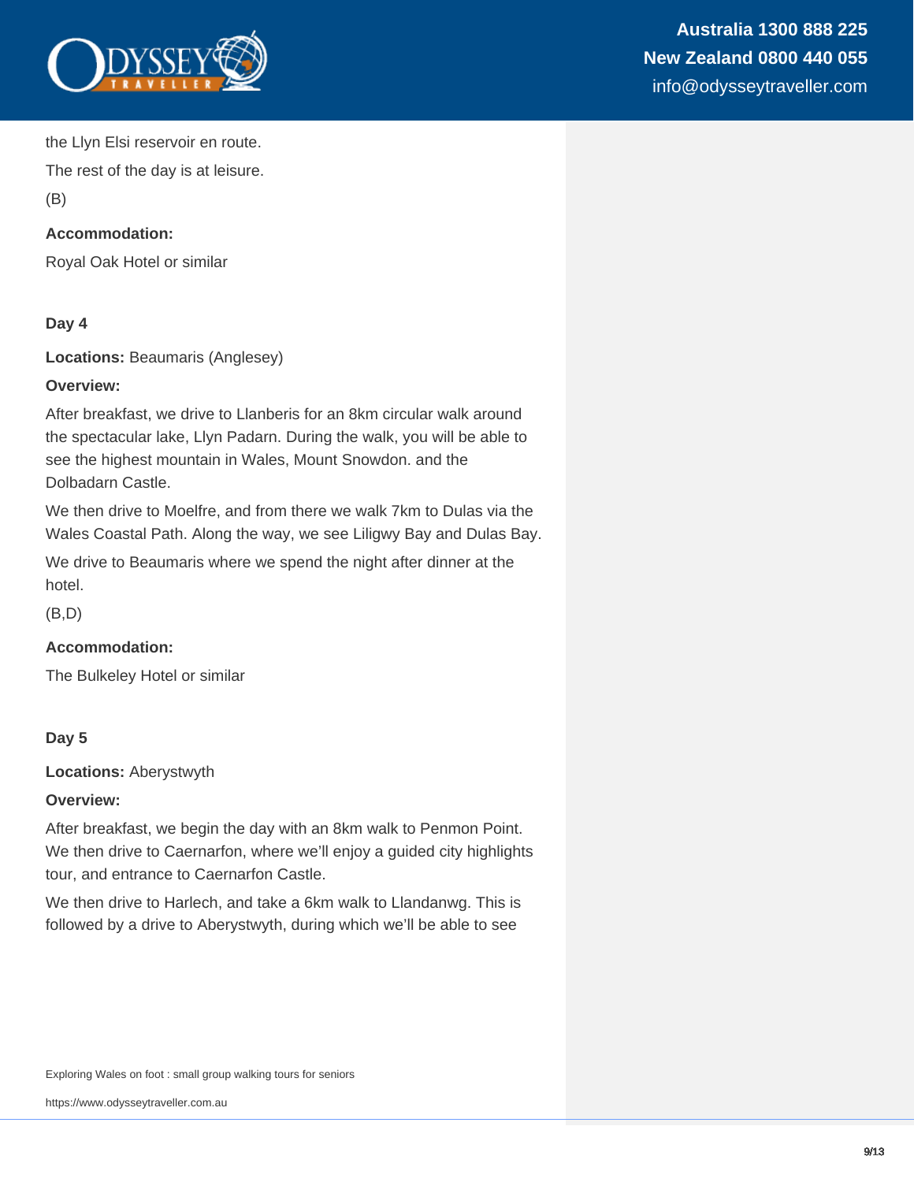the Llyn Elsi reservoir en route.

The rest of the day is at leisure.

(B)

**Accommodation:**

Royal Oak Hotel or similar

**Day 4**

**Locations:** Beaumaris (Anglesey)

**Overview:**

After breakfast, we drive to Llanberis for an 8km circular walk around the spectacular lake, Llyn Padarn. During the walk, you will be able to see the highest mountain in Wales, Mount Snowdon. and the Dolbadarn Castle.

We then drive to Moelfre, and from there we walk 7km to Dulas via the Wales Coastal Path. Along the way, we see Liligwy Bay and Dulas Bay.

We drive to Beaumaris where we spend the night after dinner at the hotel.

(B,D)

**Accommodation:**

The Bulkeley Hotel or similar

**Day 5**

**Locations:** Aberystwyth

**Overview:**

After breakfast, we begin the day with an 8km walk to Penmon Point. We then drive to Caernarfon, where we'll enjoy a guided city highlights tour, and entrance to Caernarfon Castle.

We then drive to Harlech, and take a 6km walk to Llandanwg. This is followed by a drive to Aberystwyth, during which we'll be able to see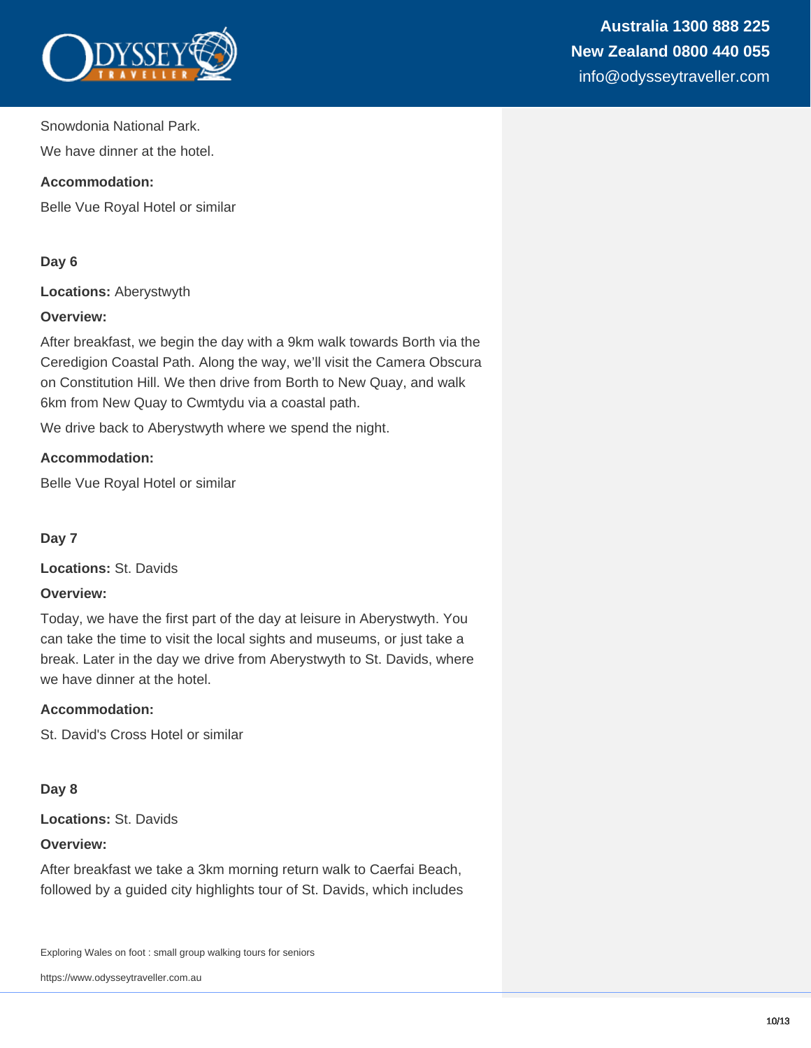Snowdonia National Park.

We have dinner at the hotel.

**Accommodation:**

Belle Vue Royal Hotel or similar

**Day 6**

**Locations:** Aberystwyth

**Overview:**

After breakfast, we begin the day with a 9km walk towards Borth via the Ceredigion Coastal Path. Along the way, we'll visit the Camera Obscura on Constitution Hill. We then drive from Borth to New Quay, and walk 6km from New Quay to Cwmtydu via a coastal path.

We drive back to Aberystwyth where we spend the night.

**Accommodation:**

Belle Vue Royal Hotel or similar

**Day 7**

**Locations:** St. Davids

**Overview:**

Today, we have the first part of the day at leisure in Aberystwyth. You can take the time to visit the local sights and museums, or just take a break. Later in the day we drive from Aberystwyth to St. Davids, where we have dinner at the hotel.

**Accommodation:**

St. David's Cross Hotel or similar

**Day 8**

**Locations:** St. Davids

**Overview:**

After breakfast we take a 3km morning return walk to Caerfai Beach, followed by a guided city highlights tour of St. Davids, which includes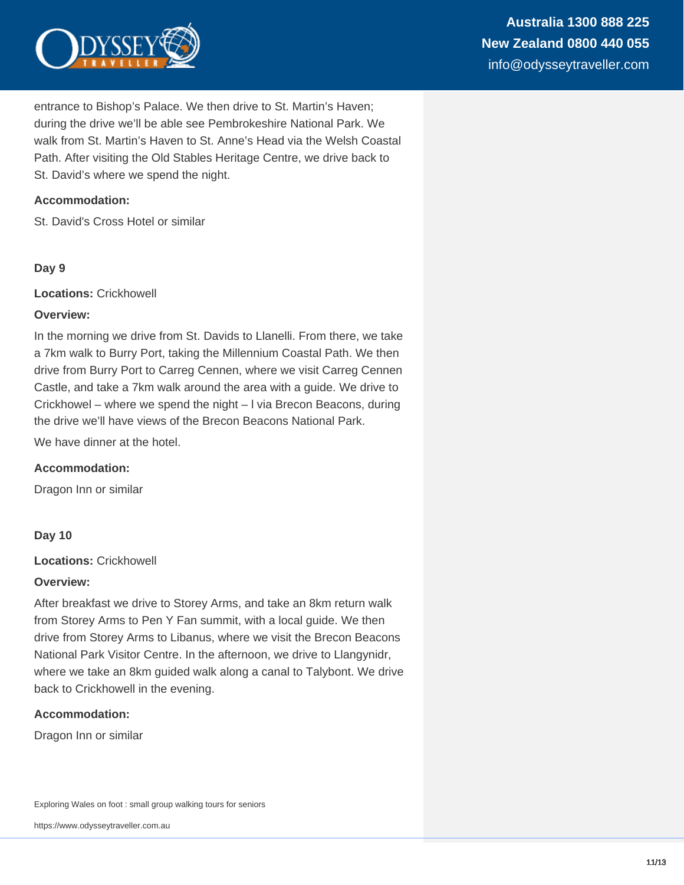entrance to Bishop's Palace. We then drive to St. Martin's Haven; during the drive we'll be able see Pembrokeshire National Park. We walk from St. Martin's Haven to St. Anne's Head via the Welsh Coastal Path. After visiting the Old Stables Heritage Centre, we drive back to St. David's where we spend the night.

**Accommodation:**

St. David's Cross Hotel or similar

**Day 9**

**Locations:** Crickhowell

**Overview:**

In the morning we drive from St. Davids to Llanelli. From there, we take a 7km walk to Burry Port, taking the Millennium Coastal Path. We then drive from Burry Port to Carreg Cennen, where we visit Carreg Cennen Castle, and take a 7km walk around the area with a guide. We drive to Crickhowel – where we spend the night – l via Brecon Beacons, during the drive we'll have views of the Brecon Beacons National Park.

We have dinner at the hotel.

**Accommodation:**

Dragon Inn or similar

**Day 10**

**Locations:** Crickhowell

**Overview:**

After breakfast we drive to Storey Arms, and take an 8km return walk from Storey Arms to Pen Y Fan summit, with a local guide. We then drive from Storey Arms to Libanus, where we visit the Brecon Beacons National Park Visitor Centre. In the afternoon, we drive to Llangynidr, where we take an 8km guided walk along a canal to Talybont. We drive back to Crickhowell in the evening.

**Accommodation:**

Dragon Inn or similar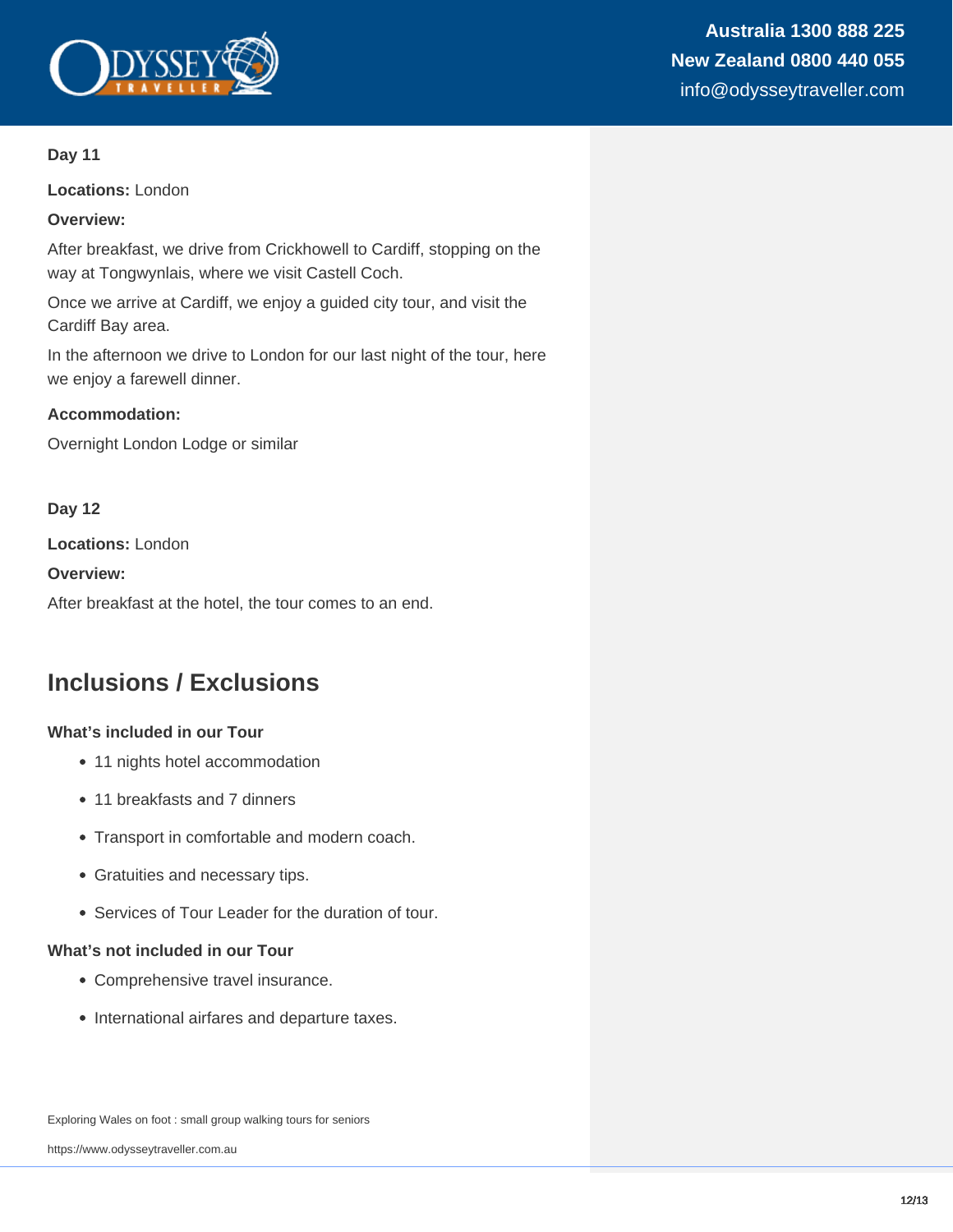**Day 11**

**Locations:** London

**Overview:**

After breakfast, we drive from Crickhowell to Cardiff, stopping on the way at Tongwynlais, where we visit Castell Coch.

Once we arrive at Cardiff, we enjoy a guided city tour, and visit the Cardiff Bay area.

In the afternoon we drive to London for our last night of the tour, here we enjoy a farewell dinner.

**Accommodation:**

Overnight London Lodge or similar

**Day 12**

**Locations:** London

**Overview:**

After breakfast at the hotel, the tour comes to an end.

## Inclusions / Exclusions

**What's included in our Tour**

- 11 nights hotel accommodation
- 11 breakfasts and 7 dinners
- Transport in comfortable and modern coach.
- Gratuities and necessary tips.
- Services of Tour Leader for the duration of tour.

**What's not included in our Tour**

- Comprehensive travel insurance.
- International airfares and departure taxes.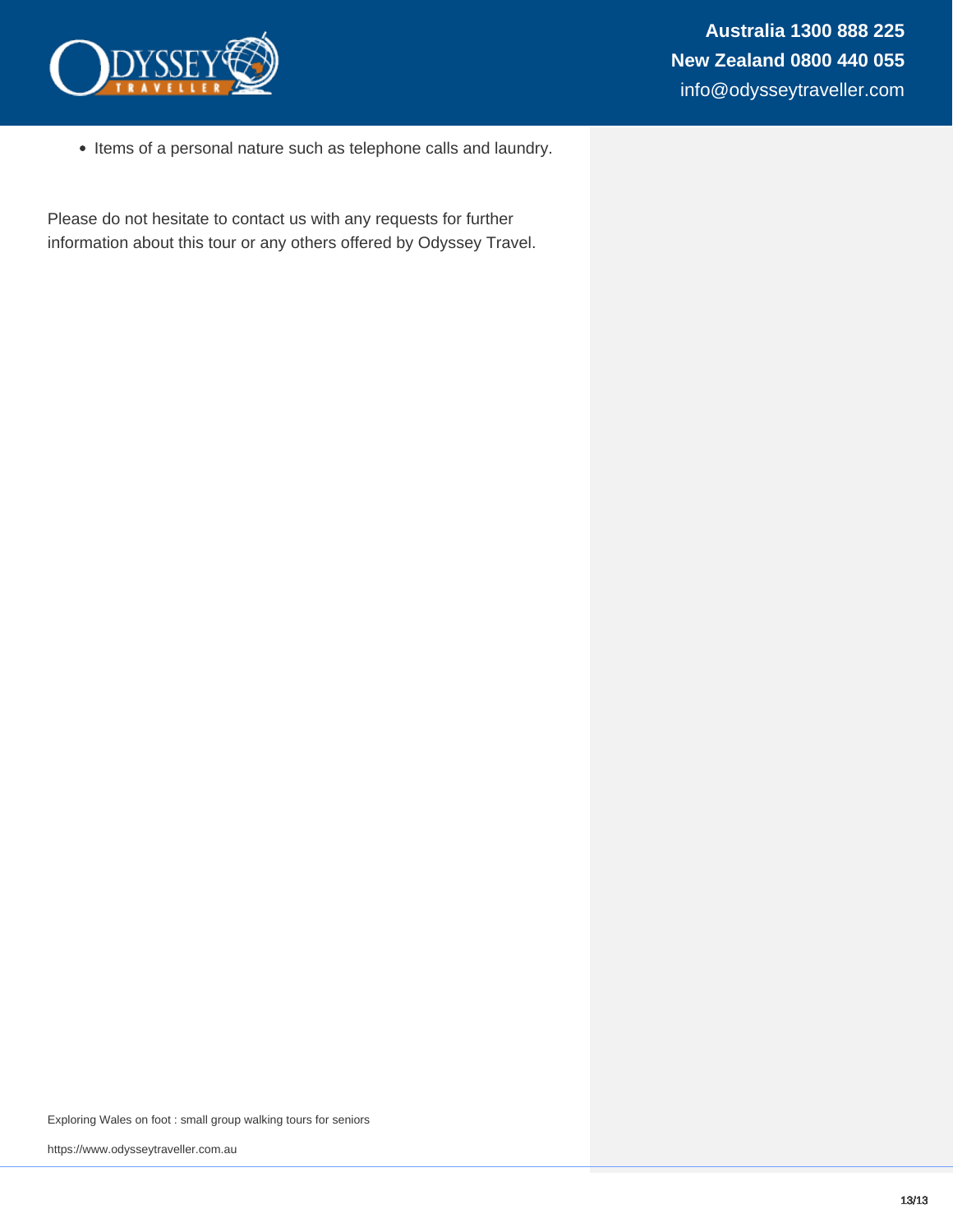- Items of a personal nature such as telephone calls and laundry.

Please do not hesitate to contact us with any requests for further information about this tour or any others offered by Odyssey Travel.